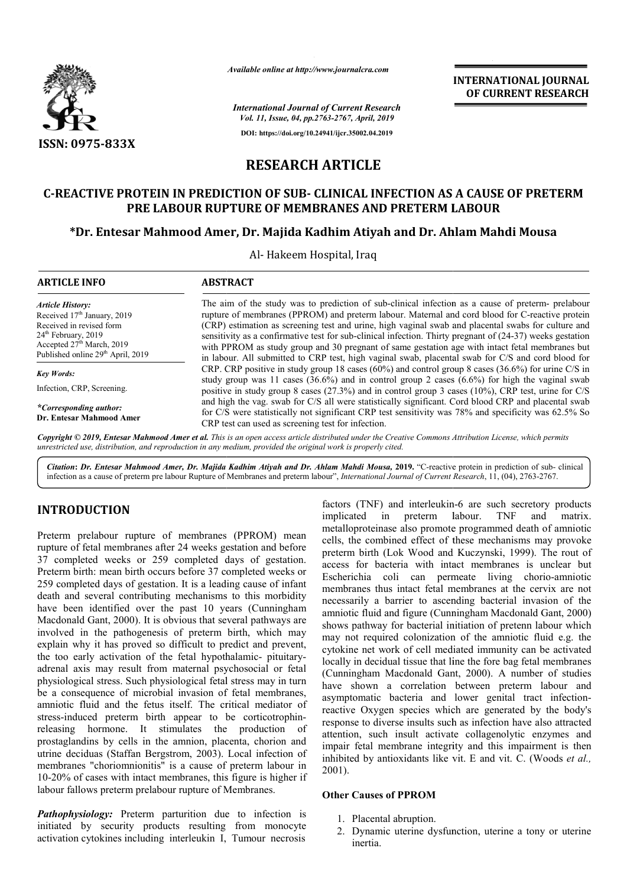# RESEARCH ARTICLE

## C-REACTIVE PROTEIN IN PREDICTION OF SUB- CLINICAL INFECTION AS A CAUSE OF PRETERM PRE LABOUR RUPTURE OF MEMBRANES AND PRETERM LABOUR

**\*Dr. Entesar Mahmood Amer, Dr. Majida Kadhim Atiyah and Dr. Ahlam Mahdi Mousa**

Al- Hakeem Hospital, Iraq

**ARTICLE INFO**

*Article History:*
Received 17th January, 2019
Received in revised form
24th February, 2019
Accepted 27th March, 2019
Published online 29th April, 2019

*Key Words:*
Infection, CRP, Screening.

*\*Corresponding author:*
**Dr. Entesar Mahmood Amer**

**ABSTRACT**

The aim of the study was to prediction of sub-clinical infection as a cause of preterm- prelabour rupture of membranes (PPROM) and preterm labour. Maternal and cord blood for C-reactive protein (CRP) estimation as screening test and urine, high vaginal swab and placental swabs for culture and sensitivity as a confirmative test for sub-clinical infection. Thirty pregnant of (24-37) weeks gestation with PPROM as study group and 30 pregnant of same gestation age with intact fetal membranes but in labour. All submitted to CRP test, high vaginal swab, placental swab for C/S and cord blood for CRP. CRP positive in study group 18 cases (60%) and control group 8 cases (36.6%) for urine C/S in study group was 11 cases (36.6%) and in control group 2 cases (6.6%) for high the vaginal swab positive in study group 8 cases (27.3%) and in control group 3 cases (10%), CRP test, urine for C/S and high the vag. swab for C/S all were statistically significant. Cord blood CRP and placental swab for C/S were statistically not significant CRP test sensitivity was 78% and specificity was 62.5% So CRP test can used as screening test for infection.

*Copyright © 2019, Entesar Mahmood Amer et al. This is an open access article distributed under the Creative Commons Attribution License, which permits unrestricted use, distribution, and reproduction in any medium, provided the original work is properly cited.*

**Citation: *Dr. Entesar Mahmood Amer, Dr. Majida Kadhim Atiyah and Dr. Ahlam Mahdi Mousa,* 2019.** "C-reactive protein in prediction of sub- clinical infection as a cause of preterm pre labour Rupture of Membranes and preterm labour", *International Journal of Current Research*, 11, (04), 2763-2767.

## INTRODUCTION

Preterm prelabour rupture of membranes (PPROM) mean rupture of fetal membranes after 24 weeks gestation and before 37 completed weeks or 259 completed days of gestation. Preterm birth: mean birth occurs before 37 completed weeks or 259 completed days of gestation. It is a leading cause of infant death and several contributing mechanisms to this morbidity have been identified over the past 10 years (Cunningham Macdonald Gant, 2000). It is obvious that several pathways are involved in the pathogenesis of preterm birth, which may explain why it has proved so difficult to predict and prevent, the too early activation of the fetal hypothalamic- pituitary-adrenal axis may result from maternal psychosocial or fetal physiological stress. Such physiological fetal stress may in turn be a consequence of microbial invasion of fetal membranes, amniotic fluid and the fetus itself. The critical mediator of stress-induced preterm birth appear to be corticotrophin-releasing hormone. It stimulates the production of prostaglandins by cells in the amnion, placenta, chorion and utrine deciduas (Staffan Bergstrom, 2003). Local infection of membranes "choriomnionitis" is a cause of preterm labour in 10-20% of cases with intact membranes, this figure is higher if labour fallows preterm prelabour rupture of Membranes.

***Pathophysiology:*** Preterm parturition due to infection is initiated by security products resulting from monocyte activation cytokines including interleukin I, Tumour necrosis factors (TNF) and interleukin-6 are such secretory products implicated in preterm labour. TNF and matrix. metalloproteinase also promote programmed death of amniotic cells, the combined effect of these mechanisms may provoke preterm birth (Lok Wood and Kuczynski, 1999). The rout of access for bacteria with intact membranes is unclear but Escherichia coli can permeate living chorio-amniotic membranes thus intact fetal membranes at the cervix are not necessarily a barrier to ascending bacterial invasion of the amniotic fluid and figure (Cunningham Macdonald Gant, 2000) shows pathway for bacterial initiation of pretenn labour which may not required colonization of the amniotic fluid e.g. the cytokine net work of cell mediated immunity can be activated locally in decidual tissue that line the fore bag fetal membranes (Cunningham Macdonald Gant, 2000). A number of studies have shown a correlation between preterm labour and asymptomatic bacteria and lower genital tract infection-reactive Oxygen species which are generated by the body's response to diverse insults such as infection have also attracted attention, such insult activate collagenolytic enzymes and impair fetal membrane integrity and this impairment is then inhibited by antioxidants like vit. E and vit. C. (Woods *et al.,* 2001).

### Other Causes of PPROM

1. Placental abruption.
2. Dynamic uterine dysfunction, uterine a tony or uterine inertia.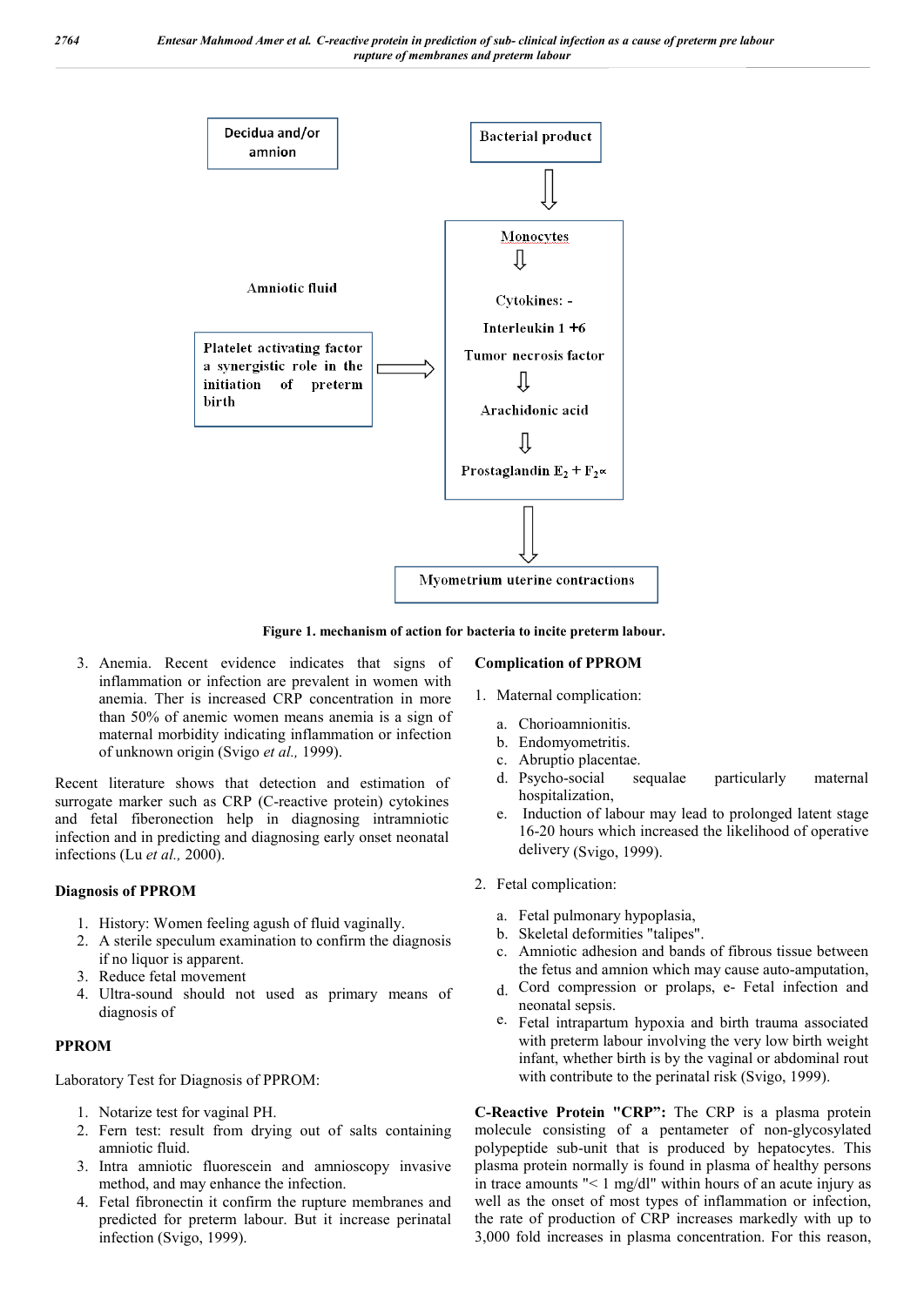Decidua and/or amnion

Bacterial product

Monocytes

Amniotic fluid

Cytokines: -

Interleukin 1 +6

Platelet activating factor a synergistic role in the initiation of preterm birth

Tumor necrosis factor

Arachidonic acid

Prostaglandin $E_2 + F_2\alpha$

Myometrium uterine contractions

**Figure 1. mechanism of action for bacteria to incite preterm labour.**

3. Anemia. Recent evidence indicates that signs of inflammation or infection are prevalent in women with anemia. Ther is increased CRP concentration in more than 50% of anemic women means anemia is a sign of maternal morbidity indicating inflammation or infection of unknown origin (Svigo *et al.,* 1999).

Recent literature shows that detection and estimation of surrogate marker such as CRP (C-reactive protein) cytokines and fetal fiberonection help in diagnosing intramniotic infection and in predicting and diagnosing early onset neonatal infections (Lu *et al.,* 2000).

**Diagnosis of PPROM**

1. History: Women feeling agush of fluid vaginally.
2. A sterile speculum examination to confirm the diagnosis if no liquor is apparent.
3. Reduce fetal movement
4. Ultra-sound should not used as primary means of diagnosis of

**PPROM**

Laboratory Test for Diagnosis of PPROM:

1. Notarize test for vaginal PH.
2. Fern test: result from drying out of salts containing amniotic fluid.
3. Intra amniotic fluorescein and amnioscopy invasive method, and may enhance the infection.
4. Fetal fibronectin it confirm the rupture membranes and predicted for preterm labour. But it increase perinatal infection (Svigo, 1999).

**Complication of PPROM**

1. Maternal complication:
   a. Chorioamnionitis.
   b. Endomyometritis.
   c. Abruptio placentae.
   d. Psycho-social sequalae particularly maternal hospitalization,
   e. Induction of labour may lead to prolonged latent stage 16-20 hours which increased the likelihood of operative delivery (Svigo, 1999).

2. Fetal complication:
   a. Fetal pulmonary hypoplasia,
   b. Skeletal deformities "talipes".
   c. Amniotic adhesion and bands of fibrous tissue between the fetus and amnion which may cause auto-amputation,
   d. Cord compression or prolaps, e- Fetal infection and neonatal sepsis.
   e. Fetal intrapartum hypoxia and birth trauma associated with preterm labour involving the very low birth weight infant, whether birth is by the vaginal or abdominal rout with contribute to the perinatal risk (Svigo, 1999).

**C-Reactive Protein "CRP":** The CRP is a plasma protein molecule consisting of a pentameter of non-glycosylated polypeptide sub-unit that is produced by hepatocytes. This plasma protein normally is found in plasma of healthy persons in trace amounts "< 1 mg/dl" within hours of an acute injury as well as the onset of most types of inflammation or infection, the rate of production of CRP increases markedly with up to 3,000 fold increases in plasma concentration. For this reason,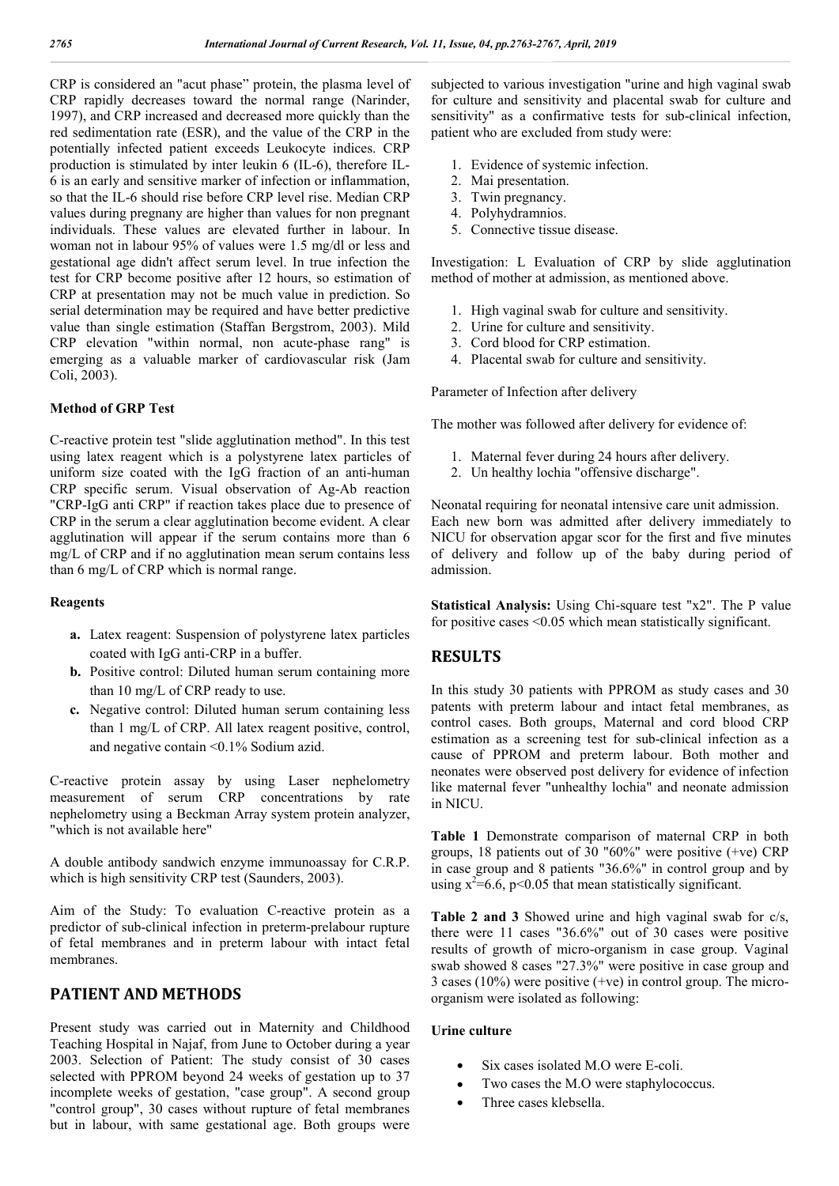CRP is considered an "acut phase" protein, the plasma level of CRP rapidly decreases toward the normal range (Narinder, 1997), and CRP increased and decreased more quickly than the red sedimentation rate (ESR), and the value of the CRP in the potentially infected patient exceeds Leukocyte indices. CRP production is stimulated by inter leukin 6 (IL-6), therefore IL-6 is an early and sensitive marker of infection or inflammation, so that the IL-6 should rise before CRP level rise. Median CRP values during pregnany are higher than values for non pregnant individuals. These values are elevated further in labour. In woman not in labour 95% of values were 1.5 mg/dl or less and gestational age didn't affect serum level. In true infection the test for CRP become positive after 12 hours, so estimation of CRP at presentation may not be much value in prediction. So serial determination may be required and have better predictive value than single estimation (Staffan Bergstrom, 2003). Mild CRP elevation "within normal, non acute-phase rang" is emerging as a valuable marker of cardiovascular risk (Jam Coli, 2003).

### Method of GRP Test

C-reactive protein test "slide agglutination method". In this test using latex reagent which is a polystyrene latex particles of uniform size coated with the IgG fraction of an anti-human CRP specific serum. Visual observation of Ag-Ab reaction "CRP-IgG anti CRP" if reaction takes place due to presence of CRP in the serum a clear agglutination become evident. A clear agglutination will appear if the serum contains more than 6 mg/L of CRP and if no agglutination mean serum contains less than 6 mg/L of CRP which is normal range.

### Reagents

a. Latex reagent: Suspension of polystyrene latex particles coated with IgG anti-CRP in a buffer.
b. Positive control: Diluted human serum containing more than 10 mg/L of CRP ready to use.
c. Negative control: Diluted human serum containing less than 1 mg/L of CRP. All latex reagent positive, control, and negative contain <0.1% Sodium azid.

C-reactive protein assay by using Laser nephelometry measurement of serum CRP concentrations by rate nephelometry using a Beckman Array system protein analyzer, "which is not available here"

A double antibody sandwich enzyme immunoassay for C.R.P. which is high sensitivity CRP test (Saunders, 2003).

Aim of the Study: To evaluation C-reactive protein as a predictor of sub-clinical infection in preterm-prelabour rupture of fetal membranes and in preterm labour with intact fetal membranes.

## PATIENT AND METHODS

Present study was carried out in Maternity and Childhood Teaching Hospital in Najaf, from June to October during a year 2003. Selection of Patient: The study consist of 30 cases selected with PPROM beyond 24 weeks of gestation up to 37 incomplete weeks of gestation, "case group". A second group "control group", 30 cases without rupture of fetal membranes but in labour, with same gestational age. Both groups were subjected to various investigation "urine and high vaginal swab for culture and sensitivity and placental swab for culture and sensitivity" as a confirmative tests for sub-clinical infection, patient who are excluded from study were:

1. Evidence of systemic infection.
2. Mai presentation.
3. Twin pregnancy.
4. Polyhydramnios.
5. Connective tissue disease.

Investigation: L Evaluation of CRP by slide agglutination method of mother at admission, as mentioned above.

1. High vaginal swab for culture and sensitivity.
2. Urine for culture and sensitivity.
3. Cord blood for CRP estimation.
4. Placental swab for culture and sensitivity.

Parameter of Infection after delivery

The mother was followed after delivery for evidence of:

1. Maternal fever during 24 hours after delivery.
2. Un healthy lochia "offensive discharge".

Neonatal requiring for neonatal intensive care unit admission. Each new born was admitted after delivery immediately to NICU for observation apgar scor for the first and five minutes of delivery and follow up of the baby during period of admission.

**Statistical Analysis:** Using Chi-square test "x2". The P value for positive cases <0.05 which mean statistically significant.

## RESULTS

In this study 30 patients with PPROM as study cases and 30 patents with preterm labour and intact fetal membranes, as control cases. Both groups, Maternal and cord blood CRP estimation as a screening test for sub-clinical infection as a cause of PPROM and preterm labour. Both mother and neonates were observed post delivery for evidence of infection like maternal fever "unhealthy lochia" and neonate admission in NICU.

**Table 1** Demonstrate comparison of maternal CRP in both groups, 18 patients out of 30 "60%" were positive (+ve) CRP in case group and 8 patients "36.6%" in control group and by using $x^2$=6.6, p<0.05 that mean statistically significant.

**Table 2 and 3** Showed urine and high vaginal swab for c/s, there were 11 cases "36.6%" out of 30 cases were positive results of growth of micro-organism in case group. Vaginal swab showed 8 cases "27.3%" were positive in case group and 3 cases (10%) were positive (+ve) in control group. The micro-organism were isolated as following:

### Urine culture

- Six cases isolated M.O were E-coli.
- Two cases the M.O were staphylococcus.
- Three cases klebsella.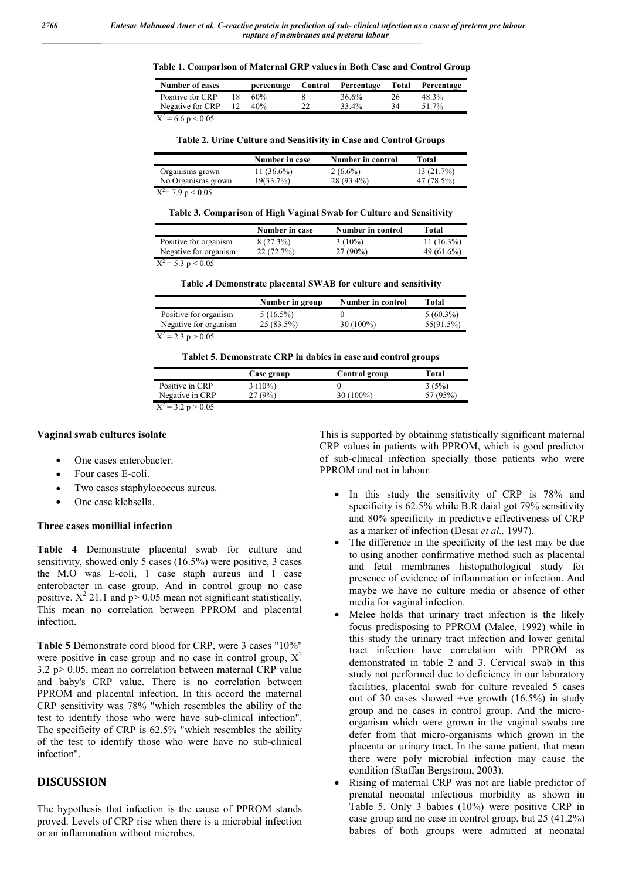**Table 1. Comparlson of Maternal GRP values in Both Case and Control Group**

| Number of cases | | percentage | Control | Percentage | Total | Percentage |
|---|---|---|---|---|---|---|
| Positive for CRP | 18 | 60% | 8 | 36.6% | 26 | 48.3% |
| Negative for CRP | 12 | 40% | 22 | 33.4% | 34 | 51.7% |

$X^2 = 6.6$ $p < 0.05$

**Table 2. Urine Culture and Sensitivity in Case and Control Groups**

| | Number in case | Number in control | Total |
|---|---|---|---|
| Organisms grown | 11 (36.6%) | 2 (6.6%) | 13 (21.7%) |
| No Organisms grown | 19(33.7%) | 28 (93.4%) | 47 (78.5%) |

$X^2 = 7.9$ $p < 0.05$

**Table 3. Comparison of High Vaginal Swab for Culture and Sensitivity**

| | Number in case | Number in control | Total |
|---|---|---|---|
| Positive for organism | 8 (27.3%) | 3 (10%) | 11 (16.3%) |
| Negative for organism | 22 (72.7%) | 27 (90%) | 49 (61.6%) |

$X^2 = 5.3$ $p < 0.05$

**Table .4 Demonstrate placental SWAB for culture and sensitivity**

| | Number in group | Number in control | Total |
|---|---|---|---|
| Positive for organism | 5 (16.5%) | 0 | 5 (60.3%) |
| Negative for organism | 25 (83.5%) | 30 (100%) | 55(91.5%) |

$X^2 = 2.3$ $p > 0.05$

**Tablet 5. Demonstrate CRP in dabies in case and control groups**

| | Case group | Control group | Total |
|---|---|---|---|
| Positive in CRP | 3 (10%) | 0 | 3 (5%) |
| Negative in CRP | 27 (9%) | 30 (100%) | 57 (95%) |

$X^2 = 3.2$ $p > 0.05$

**Vaginal swab cultures isolate**

- One cases enterobacter.
- Four cases E-coli.
- Two cases staphylococcus aureus.
- One case klebsella.

**Three cases monillial infection**

**Table 4** Demonstrate placental swab for culture and sensitivity, showed only 5 cases (16.5%) were positive, 3 cases the M.O was E-coli, 1 case staph aureus and 1 case enterobacter in case group. And in control group no case positive. $X^2$ 21.1 and $p > 0.05$ mean not significant statistically. This mean no correlation between PPROM and placental infection.

**Table 5** Demonstrate cord blood for CRP, were 3 cases "10%" were positive in case group and no case in control group, $X^2$ 3.2 $p > 0.05$, mean no correlation between maternal CRP value and baby's CRP value. There is no correlation between PPROM and placental infection. In this accord the maternal CRP sensitivity was 78% "which resembles the ability of the test to identify those who were have sub-clinical infection". The specificity of CRP is 62.5% "which resembles the ability of the test to identify those who were have no sub-clinical infection".

## DISCUSSION

The hypothesis that infection is the cause of PPROM stands proved. Levels of CRP rise when there is a microbial infection or an inflammation without microbes.

This is supported by obtaining statistically significant maternal CRP values in patients with PPROM, which is good predictor of sub-clinical infection specially those patients who were PPROM and not in labour.

- In this study the sensitivity of CRP is 78% and specificity is 62.5% while B.R daial got 79% sensitivity and 80% specificity in predictive effectiveness of CRP as a marker of infection (Desai *et al.,* 1997).
- The difference in the specificity of the test may be due to using another confirmative method such as placental and fetal membranes histopathological study for presence of evidence of inflammation or infection. And maybe we have no culture media or absence of other media for vaginal infection.
- Melee holds that urinary tract infection is the likely focus predisposing to PPROM (Malee, 1992) while in this study the urinary tract infection and lower genital tract infection have correlation with PPROM as demonstrated in table 2 and 3. Cervical swab in this study not performed due to deficiency in our laboratory facilities, placental swab for culture revealed 5 cases out of 30 cases showed +ve growth (16.5%) in study group and no cases in control group. And the micro-organism which were grown in the vaginal swabs are defer from that micro-organisms which grown in the placenta or urinary tract. In the same patient, that mean there were poly microbial infection may cause the condition (Staffan Bergstrom, 2003).
- Rising of maternal CRP was not are liable predictor of prenatal neonatal infectious morbidity as shown in Table 5. Only 3 babies (10%) were positive CRP in case group and no case in control group, but 25 (41.2%) babies of both groups were admitted at neonatal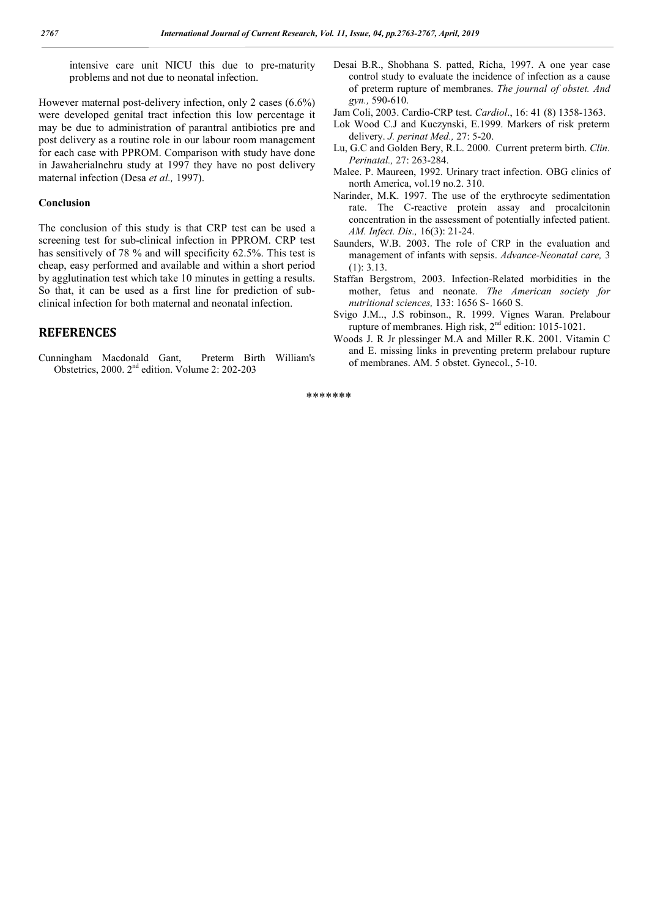intensive care unit NICU this due to pre-maturity problems and not due to neonatal infection.

However maternal post-delivery infection, only 2 cases (6.6%) were developed genital tract infection this low percentage it may be due to administration of parantral antibiotics pre and post delivery as a routine role in our labour room management for each case with PPROM. Comparison with study have done in Jawaherialnehru study at 1997 they have no post delivery maternal infection (Desa *et al.,* 1997).

## Conclusion

The conclusion of this study is that CRP test can be used a screening test for sub-clinical infection in PPROM. CRP test has sensitively of 78 % and will specificity 62.5%. This test is cheap, easy performed and available and within a short period by agglutination test which take 10 minutes in getting a results. So that, it can be used as a first line for prediction of sub-clinical infection for both maternal and neonatal infection.

## REFERENCES

Cunningham Macdonald Gant, Preterm Birth William's Obstetrics, 2000. 2nd edition. Volume 2: 202-203

Desai B.R., Shobhana S. patted, Richa, 1997. A one year case control study to evaluate the incidence of infection as a cause of preterm rupture of membranes. *The journal of obstet. And gyn.,* 590-610.

Jam Coli, 2003. Cardio-CRP test. *Cardiol*., 16: 41 (8) 1358-1363.

Lok Wood C.J and Kuczynski, E.1999. Markers of risk preterm delivery. *J. perinat Med.,* 27: 5-20.

Lu, G.C and Golden Bery, R.L. 2000. Current preterm birth. *Clin. Perinatal.,* 27: 263-284.

Malee. P. Maureen, 1992. Urinary tract infection. OBG clinics of north America, vol.19 no.2. 310.

Narinder, M.K. 1997. The use of the erythrocyte sedimentation rate. The C-reactive protein assay and procalcitonin concentration in the assessment of potentially infected patient. *AM. Infect. Dis.,* 16(3): 21-24.

Saunders, W.B. 2003. The role of CRP in the evaluation and management of infants with sepsis. *Advance-Neonatal care,* 3 (1): 3.13.

Staffan Bergstrom, 2003. Infection-Related morbidities in the mother, fetus and neonate. *The American society for nutritional sciences,* 133: 1656 S- 1660 S.

Svigo J.M.., J.S robinson., R. 1999. Vignes Waran. Prelabour rupture of membranes. High risk, 2nd edition: 1015-1021.

Woods J. R Jr plessinger M.A and Miller R.K. 2001. Vitamin C and E. missing links in preventing preterm prelabour rupture of membranes. AM. 5 obstet. Gynecol., 5-10.

\*\*\*\*\*\*\*